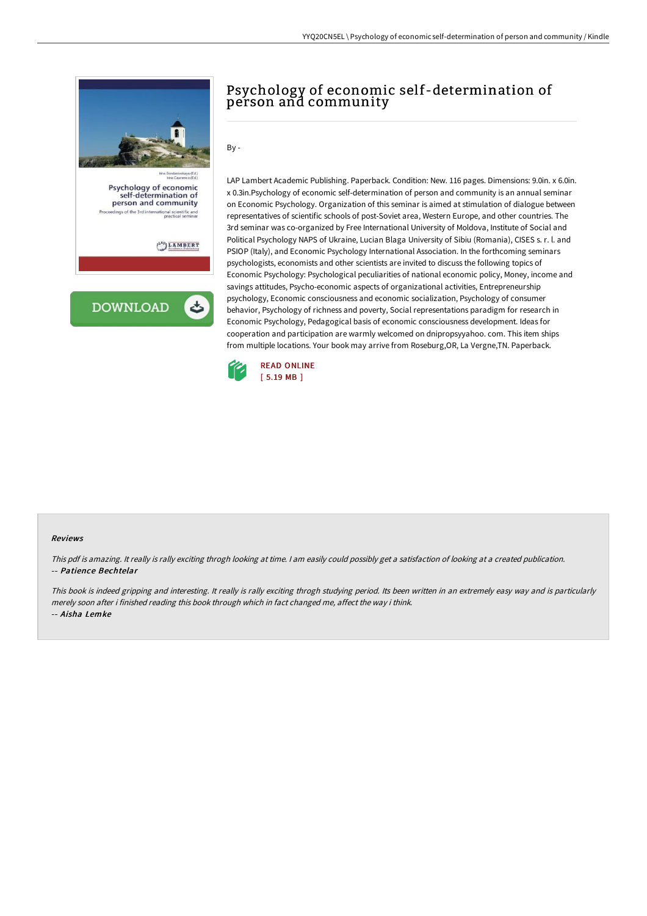# Psychology of economic self-determination of person and community

By -

LAP Lambert Academic Publishing. Paperback. Condition: New. 116 pages. Dimensions: 9.0in. x 6.0in. x 0.3in.Psychology of economic self-determination of person and community is an annual seminar on Economic Psychology. Organization of this seminar is aimed at stimulation of dialogue between representatives of scientific schools of post-Soviet area, Western Europe, and other countries. The 3rd seminar was co-organized by Free International University of Moldova, Institute of Social and Political Psychology NAPS of Ukraine, Lucian Blaga University of Sibiu (Romania), CISES s. r. l. and PSIOP (Italy), and Economic Psychology International Association. In the forthcoming seminars psychologists, economists and other scientists are invited to discuss the following topics of Economic Psychology: Psychological peculiarities of national economic policy, Money, income and savings attitudes, Psycho-economic aspects of organizational activities, Entrepreneurship psychology, Economic consciousness and economic socialization, Psychology of consumer behavior, Psychology of richness and poverty, Social representations paradigm for research in Economic Psychology, Pedagogical basis of economic consciousness development. Ideas for cooperation and participation are warmly welcomed on dnipropsyyahoo. com. This item ships from multiple locations. Your book may arrive from Roseburg,OR, La Vergne,TN. Paperback.

READ ONLINE
[ 5.19 MB ]

#### Reviews

*This pdf is amazing. It really is rally exciting throgh looking at time. I am easily could possibly get a satisfaction of looking at a created publication.*
-- ***Patience Bechtelar***

*This book is indeed gripping and interesting. It really is rally exciting throgh studying period. Its been written in an extremely easy way and is particularly merely soon after i finished reading this book through which in fact changed me, affect the way i think.*
-- ***Aisha Lemke***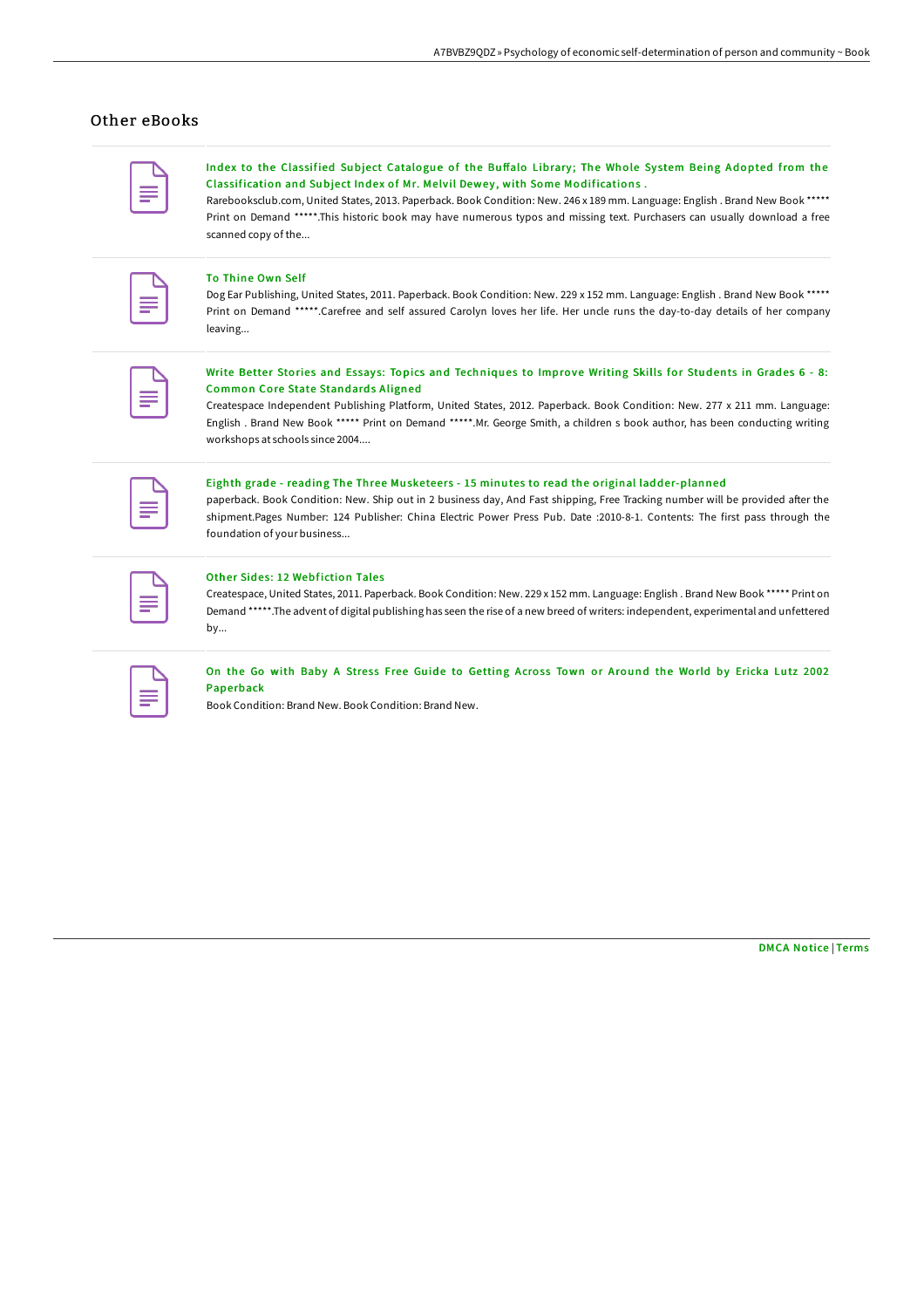## Other eBooks

**Index to the Classified Subject Catalogue of the Buffalo Library; The Whole System Being Adopted from the Classification and Subject Index of Mr. Melvil Dewey, with Some Modifications .**

Rarebooksclub.com, United States, 2013. Paperback. Book Condition: New. 246 x 189 mm. Language: English . Brand New Book ***** Print on Demand *****.This historic book may have numerous typos and missing text. Purchasers can usually download a free scanned copy of the...

**To Thine Own Self**

Dog Ear Publishing, United States, 2011. Paperback. Book Condition: New. 229 x 152 mm. Language: English . Brand New Book ***** Print on Demand *****.Carefree and self assured Carolyn loves her life. Her uncle runs the day-to-day details of her company leaving...

**Write Better Stories and Essays: Topics and Techniques to Improve Writing Skills for Students in Grades 6 - 8: Common Core State Standards Aligned**

Createspace Independent Publishing Platform, United States, 2012. Paperback. Book Condition: New. 277 x 211 mm. Language: English . Brand New Book ***** Print on Demand *****.Mr. George Smith, a children s book author, has been conducting writing workshops at schools since 2004....

**Eighth grade - reading The Three Musketeers - 15 minutes to read the original ladder-planned**

paperback. Book Condition: New. Ship out in 2 business day, And Fast shipping, Free Tracking number will be provided after the shipment.Pages Number: 124 Publisher: China Electric Power Press Pub. Date :2010-8-1. Contents: The first pass through the foundation of your business...

**Other Sides: 12 Webfiction Tales**

Createspace, United States, 2011. Paperback. Book Condition: New. 229 x 152 mm. Language: English . Brand New Book ***** Print on Demand *****.The advent of digital publishing has seen the rise of a new breed of writers: independent, experimental and unfettered by...

**On the Go with Baby A Stress Free Guide to Getting Across Town or Around the World by Ericka Lutz 2002 Paperback**

Book Condition: Brand New. Book Condition: Brand New.